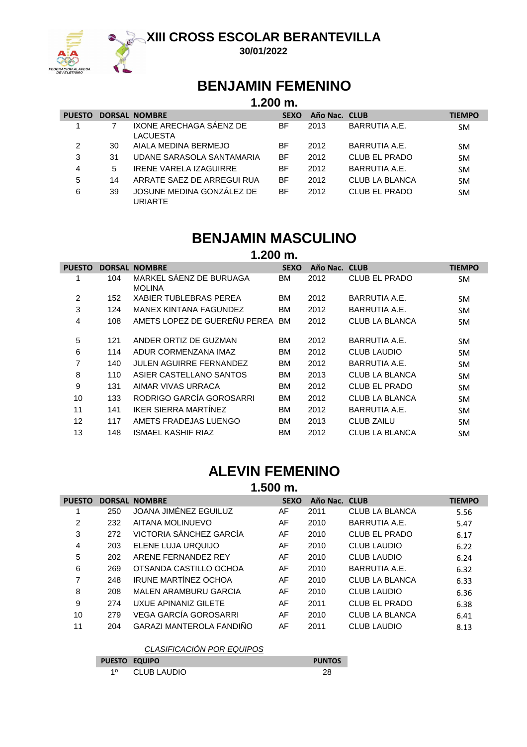# XIII CROSS ESCOLAR BERANTEVILLA

**30/01/2022**

## BENJAMIN FEMENINO

### 1.200 m.

| PUESTO | DORSAL | NOMBRE | SEXO | Año Nac. | CLUB | TIEMPO |
|---|---|---|---|---|---|---|
| 1 | 7 | IXONE ARECHAGA SÁENZ DE LACUESTA | BF | 2013 | BARRUTIA A.E. | SM |
| 2 | 30 | AIALA MEDINA BERMEJO | BF | 2012 | BARRUTIA A.E. | SM |
| 3 | 31 | UDANE SARASOLA SANTAMARIA | BF | 2012 | CLUB EL PRADO | SM |
| 4 | 5 | IRENE VARELA IZAGUIRRE | BF | 2012 | BARRUTIA A.E. | SM |
| 5 | 14 | ARRATE SAEZ DE ARREGUI RUA | BF | 2012 | CLUB LA BLANCA | SM |
| 6 | 39 | JOSUNE MEDINA GONZÁLEZ DE URIARTE | BF | 2012 | CLUB EL PRADO | SM |

## BENJAMIN MASCULINO

### 1.200 m.

| PUESTO | DORSAL | NOMBRE | SEXO | Año Nac. | CLUB | TIEMPO |
|---|---|---|---|---|---|---|
| 1 | 104 | MARKEL SÁENZ DE BURUAGA MOLINA | BM | 2012 | CLUB EL PRADO | SM |
| 2 | 152 | XABIER TUBLEBRAS PEREA | BM | 2012 | BARRUTIA A.E. | SM |
| 3 | 124 | MANEX KINTANA FAGUNDEZ | BM | 2012 | BARRUTIA A.E. | SM |
| 4 | 108 | AMETS LOPEZ DE GUEREÑU PEREA | BM | 2012 | CLUB LA BLANCA | SM |
| 5 | 121 | ANDER ORTIZ DE GUZMAN | BM | 2012 | BARRUTIA A.E. | SM |
| 6 | 114 | ADUR CORMENZANA IMAZ | BM | 2012 | CLUB LAUDIO | SM |
| 7 | 140 | JULEN AGUIRRE FERNANDEZ | BM | 2012 | BARRUTIA A.E. | SM |
| 8 | 110 | ASIER CASTELLANO SANTOS | BM | 2013 | CLUB LA BLANCA | SM |
| 9 | 131 | AIMAR VIVAS URRACA | BM | 2012 | CLUB EL PRADO | SM |
| 10 | 133 | RODRIGO GARCÍA GOROSARRI | BM | 2012 | CLUB LA BLANCA | SM |
| 11 | 141 | IKER SIERRA MARTÍNEZ | BM | 2012 | BARRUTIA A.E. | SM |
| 12 | 117 | AMETS FRADEJAS LUENGO | BM | 2013 | CLUB ZAILU | SM |
| 13 | 148 | ISMAEL KASHIF RIAZ | BM | 2012 | CLUB LA BLANCA | SM |

## ALEVIN FEMENINO

### 1.500 m.

| PUESTO | DORSAL | NOMBRE | SEXO | Año Nac. | CLUB | TIEMPO |
|---|---|---|---|---|---|---|
| 1 | 250 | JOANA JIMÉNEZ EGUILUZ | AF | 2011 | CLUB LA BLANCA | 5.56 |
| 2 | 232 | AITANA MOLINUEVO | AF | 2010 | BARRUTIA A.E. | 5.47 |
| 3 | 272 | VICTORIA SÁNCHEZ GARCÍA | AF | 2010 | CLUB EL PRADO | 6.17 |
| 4 | 203 | ELENE LUJA URQUIJO | AF | 2010 | CLUB LAUDIO | 6.22 |
| 5 | 202 | ARENE FERNANDEZ REY | AF | 2010 | CLUB LAUDIO | 6.24 |
| 6 | 269 | OTSANDA CASTILLO OCHOA | AF | 2010 | BARRUTIA A.E. | 6.32 |
| 7 | 248 | IRUNE MARTÍNEZ OCHOA | AF | 2010 | CLUB LA BLANCA | 6.33 |
| 8 | 208 | MALEN ARAMBURU GARCIA | AF | 2010 | CLUB LAUDIO | 6.36 |
| 9 | 274 | UXUE APINANIZ GILETE | AF | 2011 | CLUB EL PRADO | 6.38 |
| 10 | 279 | VEGA GARCÍA GOROSARRI | AF | 2010 | CLUB LA BLANCA | 6.41 |
| 11 | 204 | GARAZI MANTEROLA FANDIÑO | AF | 2011 | CLUB LAUDIO | 8.13 |

*CLASIFICACIÓN POR EQUIPOS*

| PUESTO | EQUIPO | PUNTOS |
|---|---|---|
| 1º | CLUB LAUDIO | 28 |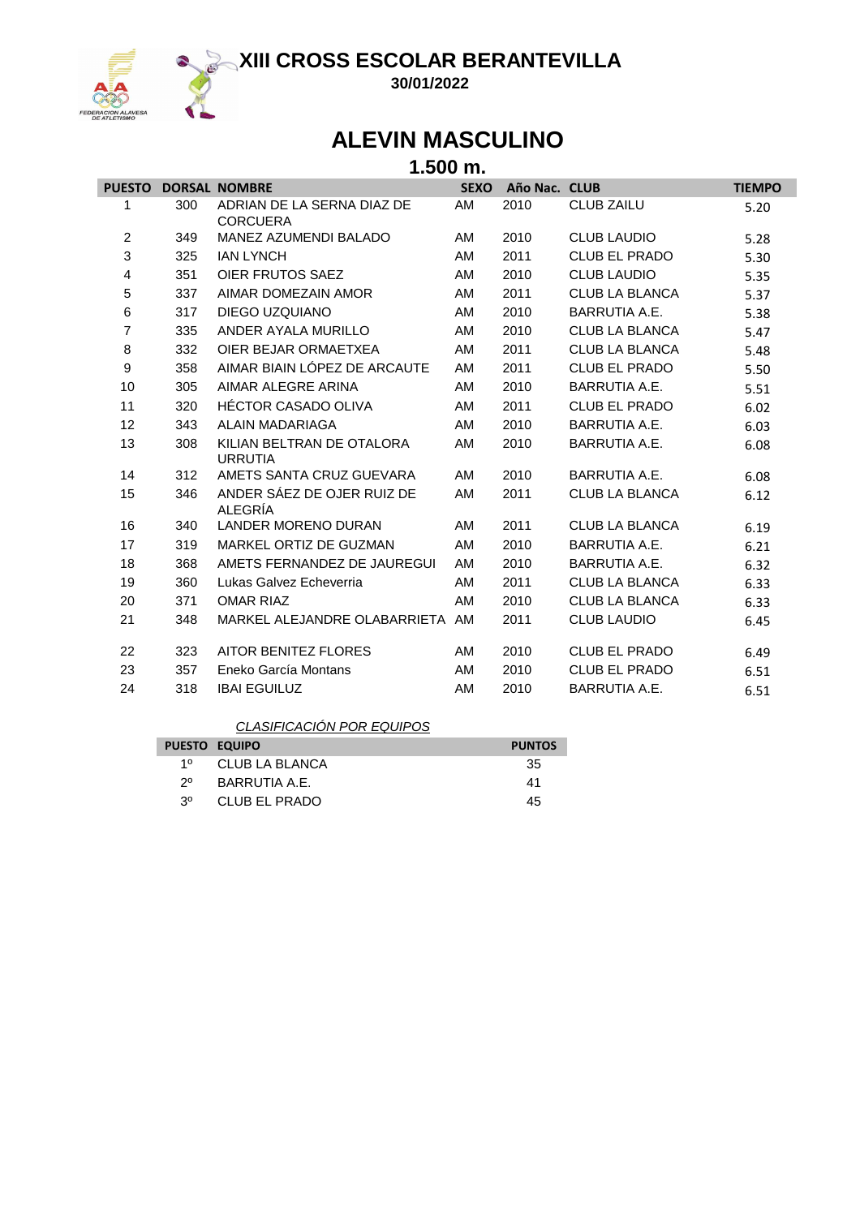# XIII CROSS ESCOLAR BERANTEVILLA

**30/01/2022**

## ALEVIN MASCULINO

### 1.500 m.

| PUESTO | DORSAL | NOMBRE | SEXO | Año Nac. | CLUB | TIEMPO |
|---|---|---|---|---|---|---|
| 1 | 300 | ADRIAN DE LA SERNA DIAZ DE CORCUERA | AM | 2010 | CLUB ZAILU | 5.20 |
| 2 | 349 | MANEZ AZUMENDI BALADO | AM | 2010 | CLUB LAUDIO | 5.28 |
| 3 | 325 | IAN LYNCH | AM | 2011 | CLUB EL PRADO | 5.30 |
| 4 | 351 | OIER FRUTOS SAEZ | AM | 2010 | CLUB LAUDIO | 5.35 |
| 5 | 337 | AIMAR DOMEZAIN AMOR | AM | 2011 | CLUB LA BLANCA | 5.37 |
| 6 | 317 | DIEGO UZQUIANO | AM | 2010 | BARRUTIA A.E. | 5.38 |
| 7 | 335 | ANDER AYALA MURILLO | AM | 2010 | CLUB LA BLANCA | 5.47 |
| 8 | 332 | OIER BEJAR ORMAETXEA | AM | 2011 | CLUB LA BLANCA | 5.48 |
| 9 | 358 | AIMAR BIAIN LÓPEZ DE ARCAUTE | AM | 2011 | CLUB EL PRADO | 5.50 |
| 10 | 305 | AIMAR ALEGRE ARINA | AM | 2010 | BARRUTIA A.E. | 5.51 |
| 11 | 320 | HÉCTOR CASADO OLIVA | AM | 2011 | CLUB EL PRADO | 6.02 |
| 12 | 343 | ALAIN MADARIAGA | AM | 2010 | BARRUTIA A.E. | 6.03 |
| 13 | 308 | KILIAN BELTRAN DE OTALORA URRUTIA | AM | 2010 | BARRUTIA A.E. | 6.08 |
| 14 | 312 | AMETS SANTA CRUZ GUEVARA | AM | 2010 | BARRUTIA A.E. | 6.08 |
| 15 | 346 | ANDER SÁEZ DE OJER RUIZ DE ALEGRÍA | AM | 2011 | CLUB LA BLANCA | 6.12 |
| 16 | 340 | LANDER MORENO DURAN | AM | 2011 | CLUB LA BLANCA | 6.19 |
| 17 | 319 | MARKEL ORTIZ DE GUZMAN | AM | 2010 | BARRUTIA A.E. | 6.21 |
| 18 | 368 | AMETS FERNANDEZ DE JAUREGUI | AM | 2010 | BARRUTIA A.E. | 6.32 |
| 19 | 360 | Lukas Galvez Echeverria | AM | 2011 | CLUB LA BLANCA | 6.33 |
| 20 | 371 | OMAR RIAZ | AM | 2010 | CLUB LA BLANCA | 6.33 |
| 21 | 348 | MARKEL ALEJANDRE OLABARRIETA | AM | 2011 | CLUB LAUDIO | 6.45 |
| 22 | 323 | AITOR BENITEZ FLORES | AM | 2010 | CLUB EL PRADO | 6.49 |
| 23 | 357 | Eneko García Montans | AM | 2010 | CLUB EL PRADO | 6.51 |
| 24 | 318 | IBAI EGUILUZ | AM | 2010 | BARRUTIA A.E. | 6.51 |

*CLASIFICACIÓN POR EQUIPOS*

| PUESTO | EQUIPO | PUNTOS |
|---|---|---|
| 1º | CLUB LA BLANCA | 35 |
| 2º | BARRUTIA A.E. | 41 |
| 3º | CLUB EL PRADO | 45 |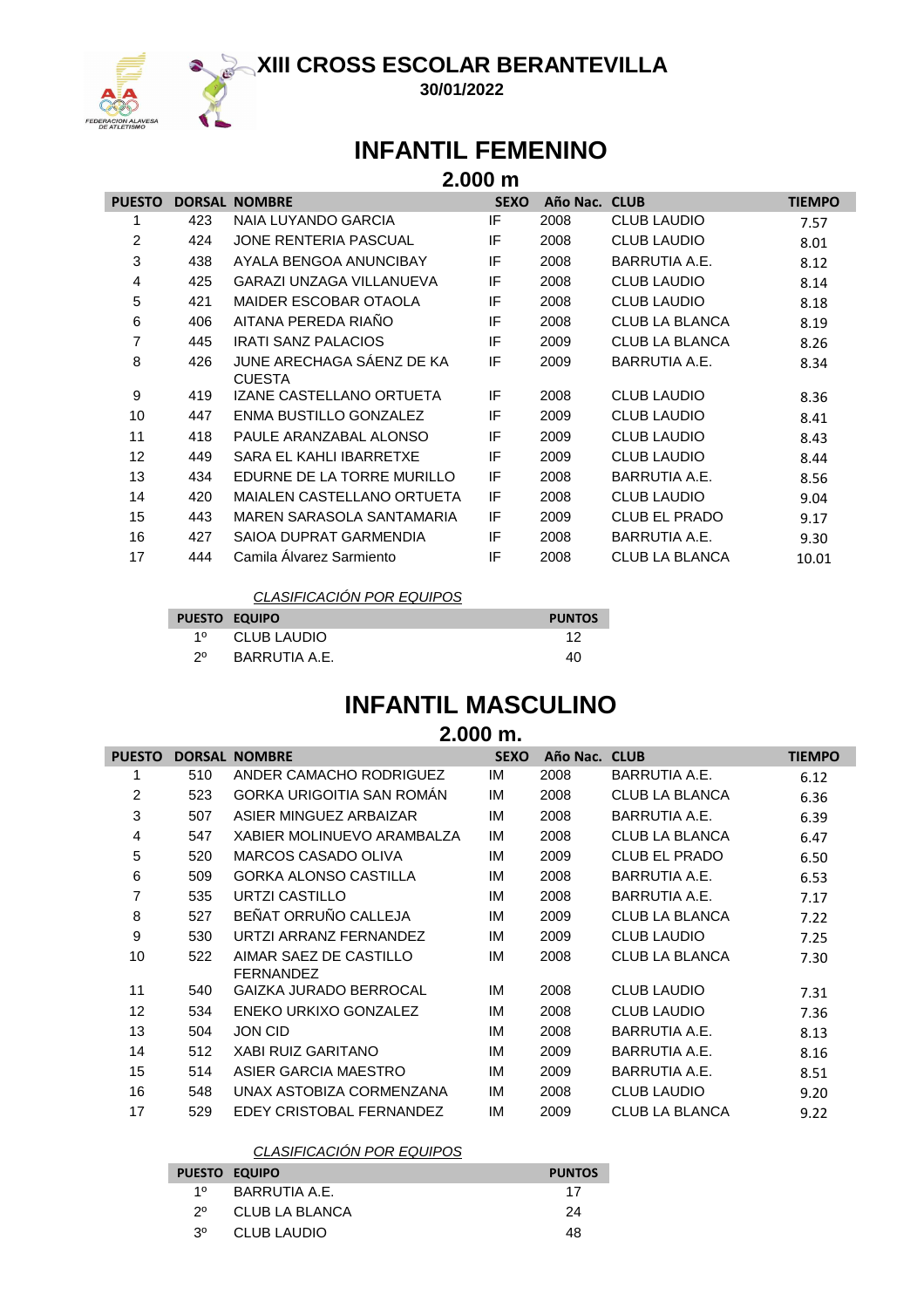# XIII CROSS ESCOLAR BERANTEVILLA

**30/01/2022**

## INFANTIL FEMENINO

### 2.000 m

| PUESTO | DORSAL | NOMBRE | SEXO | Año Nac. | CLUB | TIEMPO |
|---|---|---|---|---|---|---|
| 1 | 423 | NAIA LUYANDO GARCIA | IF | 2008 | CLUB LAUDIO | 7.57 |
| 2 | 424 | JONE RENTERIA PASCUAL | IF | 2008 | CLUB LAUDIO | 8.01 |
| 3 | 438 | AYALA BENGOA ANUNCIBAY | IF | 2008 | BARRUTIA A.E. | 8.12 |
| 4 | 425 | GARAZI UNZAGA VILLANUEVA | IF | 2008 | CLUB LAUDIO | 8.14 |
| 5 | 421 | MAIDER ESCOBAR OTAOLA | IF | 2008 | CLUB LAUDIO | 8.18 |
| 6 | 406 | AITANA PEREDA RIAÑO | IF | 2008 | CLUB LA BLANCA | 8.19 |
| 7 | 445 | IRATI SANZ PALACIOS | IF | 2009 | CLUB LA BLANCA | 8.26 |
| 8 | 426 | JUNE ARECHAGA SÁENZ DE KA CUESTA | IF | 2009 | BARRUTIA A.E. | 8.34 |
| 9 | 419 | IZANE CASTELLANO ORTUETA | IF | 2008 | CLUB LAUDIO | 8.36 |
| 10 | 447 | ENMA BUSTILLO GONZALEZ | IF | 2009 | CLUB LAUDIO | 8.41 |
| 11 | 418 | PAULE ARANZABAL ALONSO | IF | 2009 | CLUB LAUDIO | 8.43 |
| 12 | 449 | SARA EL KAHLI IBARRETXE | IF | 2009 | CLUB LAUDIO | 8.44 |
| 13 | 434 | EDURNE DE LA TORRE MURILLO | IF | 2008 | BARRUTIA A.E. | 8.56 |
| 14 | 420 | MAIALEN CASTELLANO ORTUETA | IF | 2008 | CLUB LAUDIO | 9.04 |
| 15 | 443 | MAREN SARASOLA SANTAMARIA | IF | 2009 | CLUB EL PRADO | 9.17 |
| 16 | 427 | SAIOA DUPRAT GARMENDIA | IF | 2008 | BARRUTIA A.E. | 9.30 |
| 17 | 444 | Camila Álvarez Sarmiento | IF | 2008 | CLUB LA BLANCA | 10.01 |

*CLASIFICACIÓN POR EQUIPOS*

| PUESTO | EQUIPO | PUNTOS |
|---|---|---|
| 1º | CLUB LAUDIO | 12 |
| 2º | BARRUTIA A.E. | 40 |

## INFANTIL MASCULINO

### 2.000 m.

| PUESTO | DORSAL | NOMBRE | SEXO | Año Nac. | CLUB | TIEMPO |
|---|---|---|---|---|---|---|
| 1 | 510 | ANDER CAMACHO RODRIGUEZ | IM | 2008 | BARRUTIA A.E. | 6.12 |
| 2 | 523 | GORKA URIGOITIA SAN ROMÁN | IM | 2008 | CLUB LA BLANCA | 6.36 |
| 3 | 507 | ASIER MINGUEZ ARBAIZAR | IM | 2008 | BARRUTIA A.E. | 6.39 |
| 4 | 547 | XABIER MOLINUEVO ARAMBALZA | IM | 2008 | CLUB LA BLANCA | 6.47 |
| 5 | 520 | MARCOS CASADO OLIVA | IM | 2009 | CLUB EL PRADO | 6.50 |
| 6 | 509 | GORKA ALONSO CASTILLA | IM | 2008 | BARRUTIA A.E. | 6.53 |
| 7 | 535 | URTZI CASTILLO | IM | 2008 | BARRUTIA A.E. | 7.17 |
| 8 | 527 | BEÑAT ORRUÑO CALLEJA | IM | 2009 | CLUB LA BLANCA | 7.22 |
| 9 | 530 | URTZI ARRANZ FERNANDEZ | IM | 2009 | CLUB LAUDIO | 7.25 |
| 10 | 522 | AIMAR SAEZ DE CASTILLO FERNANDEZ | IM | 2008 | CLUB LA BLANCA | 7.30 |
| 11 | 540 | GAIZKA JURADO BERROCAL | IM | 2008 | CLUB LAUDIO | 7.31 |
| 12 | 534 | ENEKO URKIXO GONZALEZ | IM | 2008 | CLUB LAUDIO | 7.36 |
| 13 | 504 | JON CID | IM | 2008 | BARRUTIA A.E. | 8.13 |
| 14 | 512 | XABI RUIZ GARITANO | IM | 2009 | BARRUTIA A.E. | 8.16 |
| 15 | 514 | ASIER GARCIA MAESTRO | IM | 2009 | BARRUTIA A.E. | 8.51 |
| 16 | 548 | UNAX ASTOBIZA CORMENZANA | IM | 2008 | CLUB LAUDIO | 9.20 |
| 17 | 529 | EDEY CRISTOBAL FERNANDEZ | IM | 2009 | CLUB LA BLANCA | 9.22 |

*CLASIFICACIÓN POR EQUIPOS*

| PUESTO | EQUIPO | PUNTOS |
|---|---|---|
| 1º | BARRUTIA A.E. | 17 |
| 2º | CLUB LA BLANCA | 24 |
| 3º | CLUB LAUDIO | 48 |